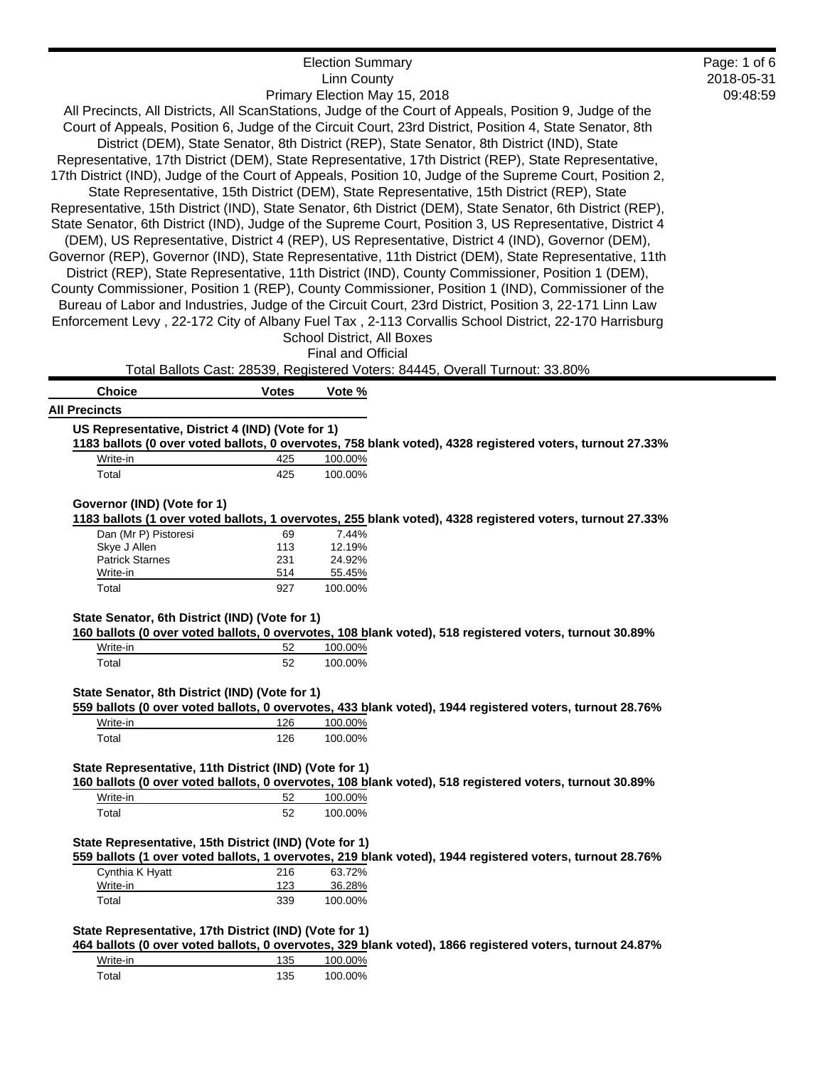# Election Summary

Linn County

Primary Election May 15, 2018

All Precincts, All Districts, All ScanStations, Judge of the Court of Appeals, Position 9, Judge of the Court of Appeals, Position 6, Judge of the Circuit Court, 23rd District, Position 4, State Senator, 8th District (DEM), State Senator, 8th District (REP), State Senator, 8th District (IND), State Representative, 17th District (DEM), State Representative, 17th District (REP), State Representative, 17th District (IND), Judge of the Court of Appeals, Position 10, Judge of the Supreme Court, Position 2, State Representative, 15th District (DEM), State Representative, 15th District (REP), State Representative, 15th District (IND), State Senator, 6th District (DEM), State Senator, 6th District (REP), State Senator, 6th District (IND), Judge of the Supreme Court, Position 3, US Representative, District 4 (DEM), US Representative, District 4 (REP), US Representative, District 4 (IND), Governor (DEM), Governor (REP), Governor (IND), State Representative, 11th District (DEM), State Representative, 11th District (REP), State Representative, 11th District (IND), County Commissioner, Position 1 (DEM), County Commissioner, Position 1 (REP), County Commissioner, Position 1 (IND), Commissioner of the Bureau of Labor and Industries, Judge of the Circuit Court, 23rd District, Position 3, 22-171 Linn Law Enforcement Levy , 22-172 City of Albany Fuel Tax , 2-113 Corvallis School District, 22-170 Harrisburg School District, All Boxes

Final and Official

Total Ballots Cast: 28539, Registered Voters: 84445, Overall Turnout: 33.80%

| Choice | Votes | Vote % |
|---|---|---|

**All Precincts**

**US Representative, District 4 (IND) (Vote for 1)**

**1183 ballots (0 over voted ballots, 0 overvotes, 758 blank voted), 4328 registered voters, turnout 27.33%**

| Choice | Votes | Vote % |
|---|---|---|
| Write-in | 425 | 100.00% |
| Total | 425 | 100.00% |

**Governor (IND) (Vote for 1)**

**1183 ballots (1 over voted ballots, 1 overvotes, 255 blank voted), 4328 registered voters, turnout 27.33%**

| Choice | Votes | Vote % |
|---|---|---|
| Dan (Mr P) Pistoresi | 69 | 7.44% |
| Skye J Allen | 113 | 12.19% |
| Patrick Starnes | 231 | 24.92% |
| Write-in | 514 | 55.45% |
| Total | 927 | 100.00% |

**State Senator, 6th District (IND) (Vote for 1)**

**160 ballots (0 over voted ballots, 0 overvotes, 108 blank voted), 518 registered voters, turnout 30.89%**

| Choice | Votes | Vote % |
|---|---|---|
| Write-in | 52 | 100.00% |
| Total | 52 | 100.00% |

**State Senator, 8th District (IND) (Vote for 1)**

**559 ballots (0 over voted ballots, 0 overvotes, 433 blank voted), 1944 registered voters, turnout 28.76%**

| Choice | Votes | Vote % |
|---|---|---|
| Write-in | 126 | 100.00% |
| Total | 126 | 100.00% |

**State Representative, 11th District (IND) (Vote for 1)**

**160 ballots (0 over voted ballots, 0 overvotes, 108 blank voted), 518 registered voters, turnout 30.89%**

| Choice | Votes | Vote % |
|---|---|---|
| Write-in | 52 | 100.00% |
| Total | 52 | 100.00% |

**State Representative, 15th District (IND) (Vote for 1)**

**559 ballots (1 over voted ballots, 1 overvotes, 219 blank voted), 1944 registered voters, turnout 28.76%**

| Choice | Votes | Vote % |
|---|---|---|
| Cynthia K Hyatt | 216 | 63.72% |
| Write-in | 123 | 36.28% |
| Total | 339 | 100.00% |

**State Representative, 17th District (IND) (Vote for 1)**

**464 ballots (0 over voted ballots, 0 overvotes, 329 blank voted), 1866 registered voters, turnout 24.87%**

| Choice | Votes | Vote % |
|---|---|---|
| Write-in | 135 | 100.00% |
| Total | 135 | 100.00% |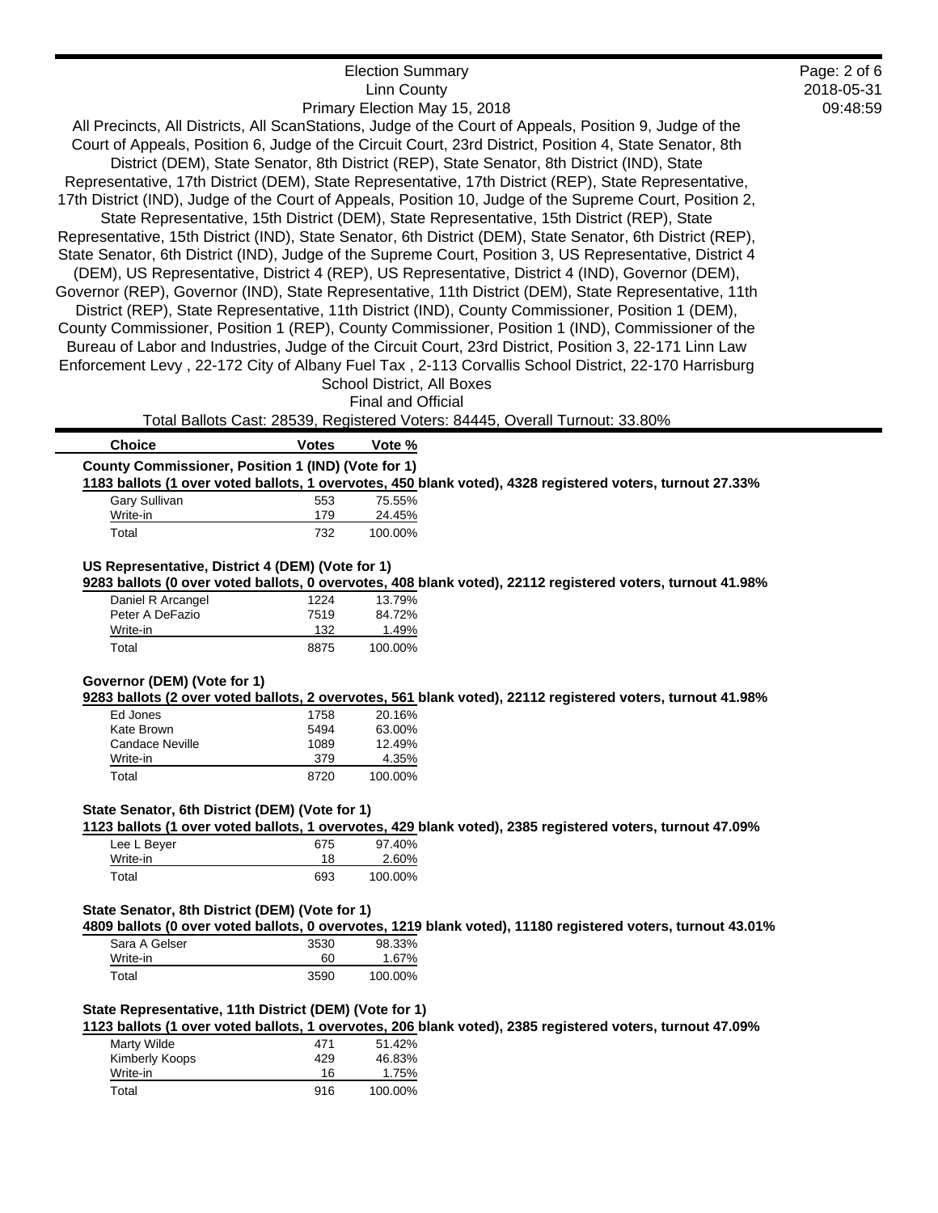Election Summary
Linn County
Primary Election May 15, 2018

All Precincts, All Districts, All ScanStations, Judge of the Court of Appeals, Position 9, Judge of the Court of Appeals, Position 6, Judge of the Circuit Court, 23rd District, Position 4, State Senator, 8th District (DEM), State Senator, 8th District (REP), State Senator, 8th District (IND), State Representative, 17th District (DEM), State Representative, 17th District (REP), State Representative, 17th District (IND), Judge of the Court of Appeals, Position 10, Judge of the Supreme Court, Position 2, State Representative, 15th District (DEM), State Representative, 15th District (REP), State Representative, 15th District (IND), State Senator, 6th District (DEM), State Senator, 6th District (REP), State Senator, 6th District (IND), Judge of the Supreme Court, Position 3, US Representative, District 4 (DEM), US Representative, District 4 (REP), US Representative, District 4 (IND), Governor (DEM), Governor (REP), Governor (IND), State Representative, 11th District (DEM), State Representative, 11th District (REP), State Representative, 11th District (IND), County Commissioner, Position 1 (DEM), County Commissioner, Position 1 (REP), County Commissioner, Position 1 (IND), Commissioner of the Bureau of Labor and Industries, Judge of the Circuit Court, 23rd District, Position 3, 22-171 Linn Law Enforcement Levy , 22-172 City of Albany Fuel Tax , 2-113 Corvallis School District, 22-170 Harrisburg School District, All Boxes

Final and Official

Total Ballots Cast: 28539, Registered Voters: 84445, Overall Turnout: 33.80%

### County Commissioner, Position 1 (IND) (Vote for 1)

**1183 ballots (1 over voted ballots, 1 overvotes, 450 blank voted), 4328 registered voters, turnout 27.33%**

| Choice | Votes | Vote % |
|---|---|---|
| Gary Sullivan | 553 | 75.55% |
| Write-in | 179 | 24.45% |
| Total | 732 | 100.00% |

### US Representative, District 4 (DEM) (Vote for 1)

**9283 ballots (0 over voted ballots, 0 overvotes, 408 blank voted), 22112 registered voters, turnout 41.98%**

| Choice | Votes | Vote % |
|---|---|---|
| Daniel R Arcangel | 1224 | 13.79% |
| Peter A DeFazio | 7519 | 84.72% |
| Write-in | 132 | 1.49% |
| Total | 8875 | 100.00% |

### Governor (DEM) (Vote for 1)

**9283 ballots (2 over voted ballots, 2 overvotes, 561 blank voted), 22112 registered voters, turnout 41.98%**

| Choice | Votes | Vote % |
|---|---|---|
| Ed Jones | 1758 | 20.16% |
| Kate Brown | 5494 | 63.00% |
| Candace Neville | 1089 | 12.49% |
| Write-in | 379 | 4.35% |
| Total | 8720 | 100.00% |

### State Senator, 6th District (DEM) (Vote for 1)

**1123 ballots (1 over voted ballots, 1 overvotes, 429 blank voted), 2385 registered voters, turnout 47.09%**

| Choice | Votes | Vote % |
|---|---|---|
| Lee L Beyer | 675 | 97.40% |
| Write-in | 18 | 2.60% |
| Total | 693 | 100.00% |

### State Senator, 8th District (DEM) (Vote for 1)

**4809 ballots (0 over voted ballots, 0 overvotes, 1219 blank voted), 11180 registered voters, turnout 43.01%**

| Choice | Votes | Vote % |
|---|---|---|
| Sara A Gelser | 3530 | 98.33% |
| Write-in | 60 | 1.67% |
| Total | 3590 | 100.00% |

### State Representative, 11th District (DEM) (Vote for 1)

**1123 ballots (1 over voted ballots, 1 overvotes, 206 blank voted), 2385 registered voters, turnout 47.09%**

| Choice | Votes | Vote % |
|---|---|---|
| Marty Wilde | 471 | 51.42% |
| Kimberly Koops | 429 | 46.83% |
| Write-in | 16 | 1.75% |
| Total | 916 | 100.00% |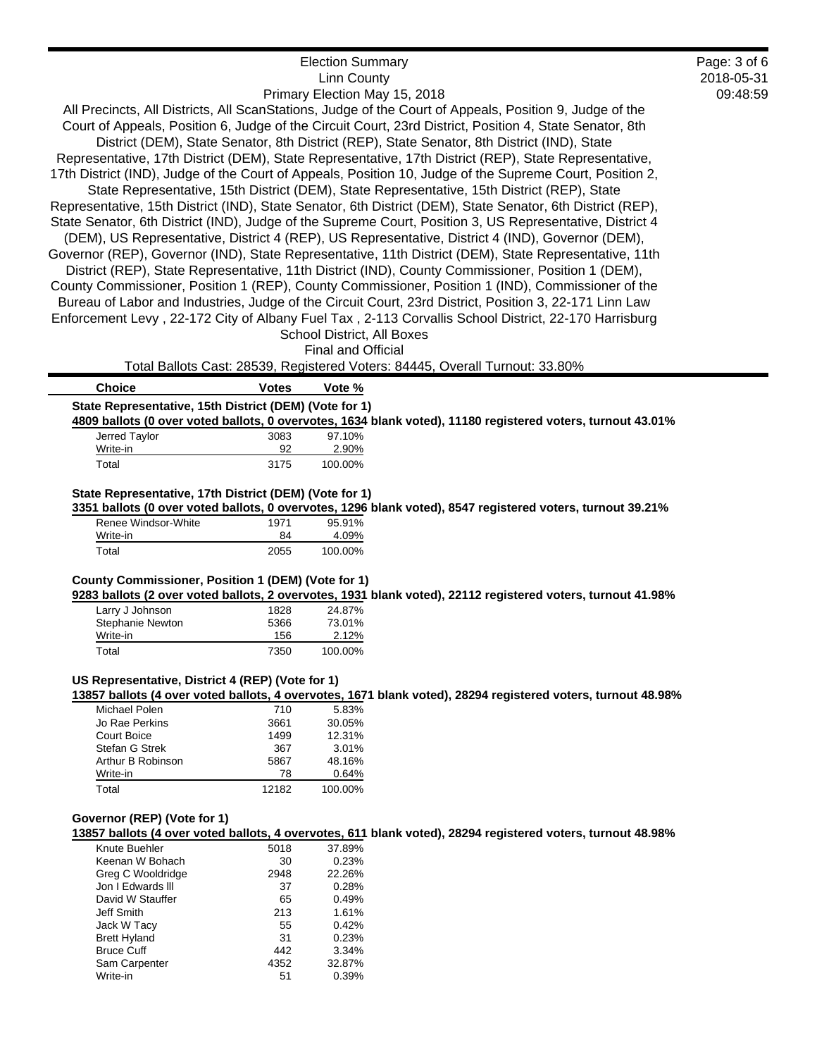Election Summary
Linn County
Primary Election May 15, 2018

All Precincts, All Districts, All ScanStations, Judge of the Court of Appeals, Position 9, Judge of the Court of Appeals, Position 6, Judge of the Circuit Court, 23rd District, Position 4, State Senator, 8th District (DEM), State Senator, 8th District (REP), State Senator, 8th District (IND), State Representative, 17th District (DEM), State Representative, 17th District (REP), State Representative, 17th District (IND), Judge of the Court of Appeals, Position 10, Judge of the Supreme Court, Position 2, State Representative, 15th District (DEM), State Representative, 15th District (REP), State Representative, 15th District (IND), State Senator, 6th District (DEM), State Senator, 6th District (REP), State Senator, 6th District (IND), Judge of the Supreme Court, Position 3, US Representative, District 4 (DEM), US Representative, District 4 (REP), US Representative, District 4 (IND), Governor (DEM), Governor (REP), Governor (IND), State Representative, 11th District (DEM), State Representative, 11th District (REP), State Representative, 11th District (IND), County Commissioner, Position 1 (DEM), County Commissioner, Position 1 (REP), County Commissioner, Position 1 (IND), Commissioner of the Bureau of Labor and Industries, Judge of the Circuit Court, 23rd District, Position 3, 22-171 Linn Law Enforcement Levy , 22-172 City of Albany Fuel Tax , 2-113 Corvallis School District, 22-170 Harrisburg School District, All Boxes

Final and Official

Total Ballots Cast: 28539, Registered Voters: 84445, Overall Turnout: 33.80%

**State Representative, 15th District (DEM) (Vote for 1)**

**4809 ballots (0 over voted ballots, 0 overvotes, 1634 blank voted), 11180 registered voters, turnout 43.01%**

| Choice | Votes | Vote % |
|---|---|---|
| Jerred Taylor | 3083 | 97.10% |
| Write-in | 92 | 2.90% |
| Total | 3175 | 100.00% |

**State Representative, 17th District (DEM) (Vote for 1)**

**3351 ballots (0 over voted ballots, 0 overvotes, 1296 blank voted), 8547 registered voters, turnout 39.21%**

| Choice | Votes | Vote % |
|---|---|---|
| Renee Windsor-White | 1971 | 95.91% |
| Write-in | 84 | 4.09% |
| Total | 2055 | 100.00% |

**County Commissioner, Position 1 (DEM) (Vote for 1)**

**9283 ballots (2 over voted ballots, 2 overvotes, 1931 blank voted), 22112 registered voters, turnout 41.98%**

| Choice | Votes | Vote % |
|---|---|---|
| Larry J Johnson | 1828 | 24.87% |
| Stephanie Newton | 5366 | 73.01% |
| Write-in | 156 | 2.12% |
| Total | 7350 | 100.00% |

**US Representative, District 4 (REP) (Vote for 1)**

**13857 ballots (4 over voted ballots, 4 overvotes, 1671 blank voted), 28294 registered voters, turnout 48.98%**

| Choice | Votes | Vote % |
|---|---|---|
| Michael Polen | 710 | 5.83% |
| Jo Rae Perkins | 3661 | 30.05% |
| Court Boice | 1499 | 12.31% |
| Stefan G Strek | 367 | 3.01% |
| Arthur B Robinson | 5867 | 48.16% |
| Write-in | 78 | 0.64% |
| Total | 12182 | 100.00% |

**Governor (REP) (Vote for 1)**

**13857 ballots (4 over voted ballots, 4 overvotes, 611 blank voted), 28294 registered voters, turnout 48.98%**

| Choice | Votes | Vote % |
|---|---|---|
| Knute Buehler | 5018 | 37.89% |
| Keenan W Bohach | 30 | 0.23% |
| Greg C Wooldridge | 2948 | 22.26% |
| Jon I Edwards lll | 37 | 0.28% |
| David W Stauffer | 65 | 0.49% |
| Jeff Smith | 213 | 1.61% |
| Jack W Tacy | 55 | 0.42% |
| Brett Hyland | 31 | 0.23% |
| Bruce Cuff | 442 | 3.34% |
| Sam Carpenter | 4352 | 32.87% |
| Write-in | 51 | 0.39% |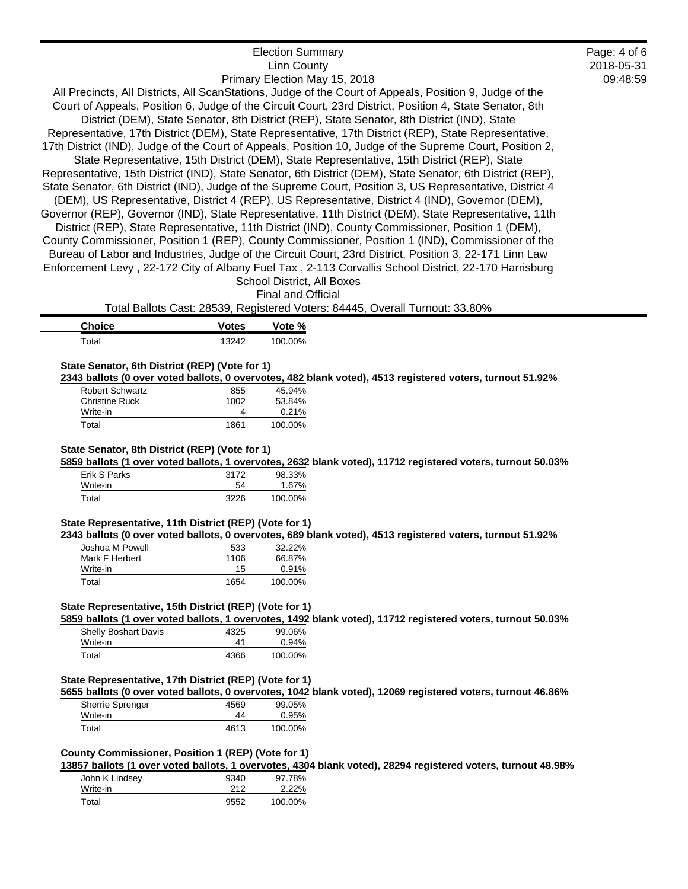Election Summary
Linn County
Primary Election May 15, 2018

All Precincts, All Districts, All ScanStations, Judge of the Court of Appeals, Position 9, Judge of the Court of Appeals, Position 6, Judge of the Circuit Court, 23rd District, Position 4, State Senator, 8th District (DEM), State Senator, 8th District (REP), State Senator, 8th District (IND), State Representative, 17th District (DEM), State Representative, 17th District (REP), State Representative, 17th District (IND), Judge of the Court of Appeals, Position 10, Judge of the Supreme Court, Position 2, State Representative, 15th District (DEM), State Representative, 15th District (REP), State Representative, 15th District (IND), State Senator, 6th District (DEM), State Senator, 6th District (REP), State Senator, 6th District (IND), Judge of the Supreme Court, Position 3, US Representative, District 4 (DEM), US Representative, District 4 (REP), US Representative, District 4 (IND), Governor (DEM), Governor (REP), Governor (IND), State Representative, 11th District (DEM), State Representative, 11th District (REP), State Representative, 11th District (IND), County Commissioner, Position 1 (DEM), County Commissioner, Position 1 (REP), County Commissioner, Position 1 (IND), Commissioner of the Bureau of Labor and Industries, Judge of the Circuit Court, 23rd District, Position 3, 22-171 Linn Law Enforcement Levy , 22-172 City of Albany Fuel Tax , 2-113 Corvallis School District, 22-170 Harrisburg School District, All Boxes

Final and Official

Total Ballots Cast: 28539, Registered Voters: 84445, Overall Turnout: 33.80%

| Choice | Votes | Vote % |
|---|---|---|
| Total | 13242 | 100.00% |

### State Senator, 6th District (REP) (Vote for 1)

**2343 ballots (0 over voted ballots, 0 overvotes, 482 blank voted), 4513 registered voters, turnout 51.92%**

| Choice | Votes | Vote % |
|---|---|---|
| Robert Schwartz | 855 | 45.94% |
| Christine Ruck | 1002 | 53.84% |
| Write-in | 4 | 0.21% |
| Total | 1861 | 100.00% |

### State Senator, 8th District (REP) (Vote for 1)

**5859 ballots (1 over voted ballots, 1 overvotes, 2632 blank voted), 11712 registered voters, turnout 50.03%**

| Choice | Votes | Vote % |
|---|---|---|
| Erik S Parks | 3172 | 98.33% |
| Write-in | 54 | 1.67% |
| Total | 3226 | 100.00% |

### State Representative, 11th District (REP) (Vote for 1)

**2343 ballots (0 over voted ballots, 0 overvotes, 689 blank voted), 4513 registered voters, turnout 51.92%**

| Choice | Votes | Vote % |
|---|---|---|
| Joshua M Powell | 533 | 32.22% |
| Mark F Herbert | 1106 | 66.87% |
| Write-in | 15 | 0.91% |
| Total | 1654 | 100.00% |

### State Representative, 15th District (REP) (Vote for 1)

**5859 ballots (1 over voted ballots, 1 overvotes, 1492 blank voted), 11712 registered voters, turnout 50.03%**

| Choice | Votes | Vote % |
|---|---|---|
| Shelly Boshart Davis | 4325 | 99.06% |
| Write-in | 41 | 0.94% |
| Total | 4366 | 100.00% |

### State Representative, 17th District (REP) (Vote for 1)

**5655 ballots (0 over voted ballots, 0 overvotes, 1042 blank voted), 12069 registered voters, turnout 46.86%**

| Choice | Votes | Vote % |
|---|---|---|
| Sherrie Sprenger | 4569 | 99.05% |
| Write-in | 44 | 0.95% |
| Total | 4613 | 100.00% |

### County Commissioner, Position 1 (REP) (Vote for 1)

**13857 ballots (1 over voted ballots, 1 overvotes, 4304 blank voted), 28294 registered voters, turnout 48.98%**

| Choice | Votes | Vote % |
|---|---|---|
| John K Lindsey | 9340 | 97.78% |
| Write-in | 212 | 2.22% |
| Total | 9552 | 100.00% |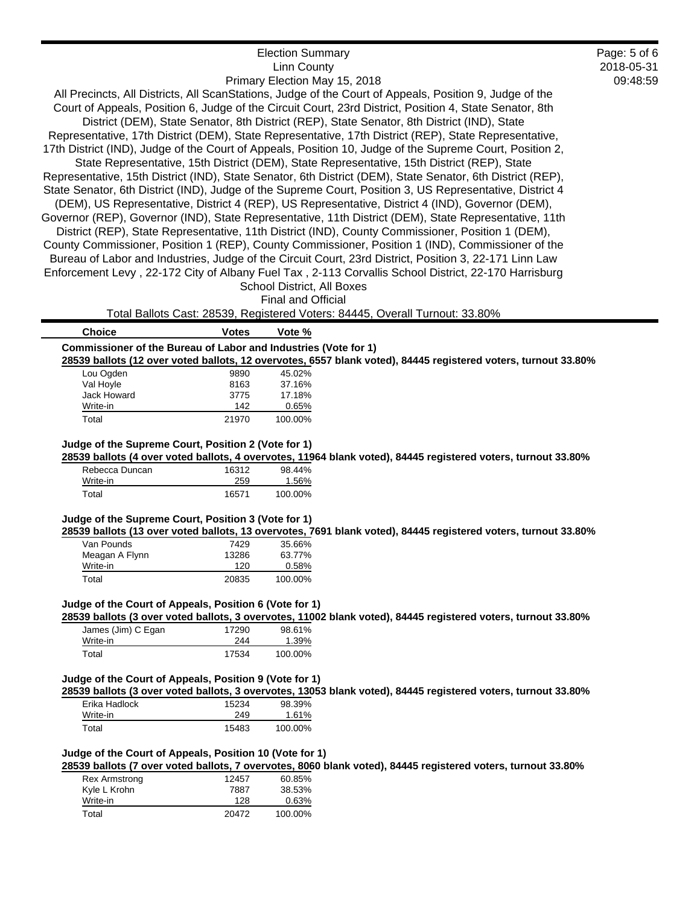Election Summary
Linn County
Primary Election May 15, 2018

All Precincts, All Districts, All ScanStations, Judge of the Court of Appeals, Position 9, Judge of the Court of Appeals, Position 6, Judge of the Circuit Court, 23rd District, Position 4, State Senator, 8th District (DEM), State Senator, 8th District (REP), State Senator, 8th District (IND), State Representative, 17th District (DEM), State Representative, 17th District (REP), State Representative, 17th District (IND), Judge of the Court of Appeals, Position 10, Judge of the Supreme Court, Position 2, State Representative, 15th District (DEM), State Representative, 15th District (REP), State Representative, 15th District (IND), State Senator, 6th District (DEM), State Senator, 6th District (REP), State Senator, 6th District (IND), Judge of the Supreme Court, Position 3, US Representative, District 4 (DEM), US Representative, District 4 (REP), US Representative, District 4 (IND), Governor (DEM), Governor (REP), Governor (IND), State Representative, 11th District (DEM), State Representative, 11th District (REP), State Representative, 11th District (IND), County Commissioner, Position 1 (DEM), County Commissioner, Position 1 (REP), County Commissioner, Position 1 (IND), Commissioner of the Bureau of Labor and Industries, Judge of the Circuit Court, 23rd District, Position 3, 22-171 Linn Law Enforcement Levy , 22-172 City of Albany Fuel Tax , 2-113 Corvallis School District, 22-170 Harrisburg School District, All Boxes

Final and Official

Total Ballots Cast: 28539, Registered Voters: 84445, Overall Turnout: 33.80%

### Commissioner of the Bureau of Labor and Industries (Vote for 1)

28539 ballots (12 over voted ballots, 12 overvotes, 6557 blank voted), 84445 registered voters, turnout 33.80%

| Choice | Votes | Vote % |
|---|---|---|
| Lou Ogden | 9890 | 45.02% |
| Val Hoyle | 8163 | 37.16% |
| Jack Howard | 3775 | 17.18% |
| Write-in | 142 | 0.65% |
| Total | 21970 | 100.00% |

### Judge of the Supreme Court, Position 2 (Vote for 1)

28539 ballots (4 over voted ballots, 4 overvotes, 11964 blank voted), 84445 registered voters, turnout 33.80%

| Choice | Votes | Vote % |
|---|---|---|
| Rebecca Duncan | 16312 | 98.44% |
| Write-in | 259 | 1.56% |
| Total | 16571 | 100.00% |

### Judge of the Supreme Court, Position 3 (Vote for 1)

28539 ballots (13 over voted ballots, 13 overvotes, 7691 blank voted), 84445 registered voters, turnout 33.80%

| Choice | Votes | Vote % |
|---|---|---|
| Van Pounds | 7429 | 35.66% |
| Meagan A Flynn | 13286 | 63.77% |
| Write-in | 120 | 0.58% |
| Total | 20835 | 100.00% |

### Judge of the Court of Appeals, Position 6 (Vote for 1)

28539 ballots (3 over voted ballots, 3 overvotes, 11002 blank voted), 84445 registered voters, turnout 33.80%

| Choice | Votes | Vote % |
|---|---|---|
| James (Jim) C Egan | 17290 | 98.61% |
| Write-in | 244 | 1.39% |
| Total | 17534 | 100.00% |

### Judge of the Court of Appeals, Position 9 (Vote for 1)

28539 ballots (3 over voted ballots, 3 overvotes, 13053 blank voted), 84445 registered voters, turnout 33.80%

| Choice | Votes | Vote % |
|---|---|---|
| Erika Hadlock | 15234 | 98.39% |
| Write-in | 249 | 1.61% |
| Total | 15483 | 100.00% |

### Judge of the Court of Appeals, Position 10 (Vote for 1)

28539 ballots (7 over voted ballots, 7 overvotes, 8060 blank voted), 84445 registered voters, turnout 33.80%

| Choice | Votes | Vote % |
|---|---|---|
| Rex Armstrong | 12457 | 60.85% |
| Kyle L Krohn | 7887 | 38.53% |
| Write-in | 128 | 0.63% |
| Total | 20472 | 100.00% |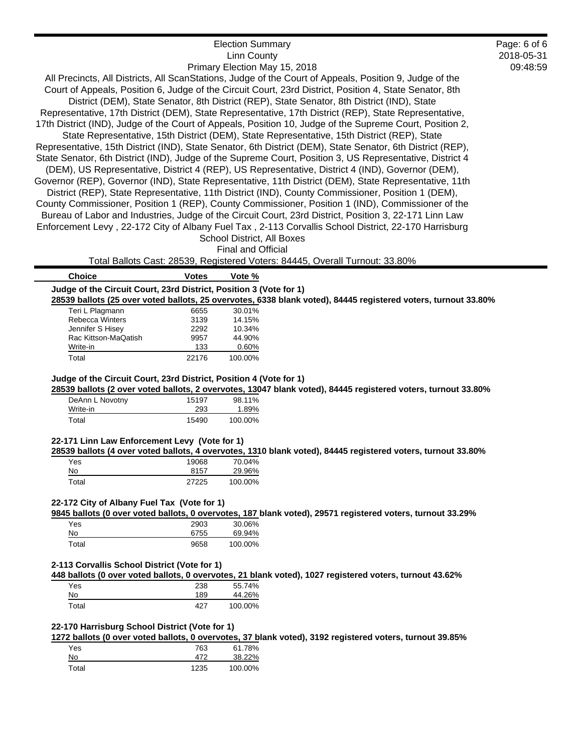Election Summary
Linn County
Primary Election May 15, 2018

All Precincts, All Districts, All ScanStations, Judge of the Court of Appeals, Position 9, Judge of the Court of Appeals, Position 6, Judge of the Circuit Court, 23rd District, Position 4, State Senator, 8th District (DEM), State Senator, 8th District (REP), State Senator, 8th District (IND), State Representative, 17th District (DEM), State Representative, 17th District (REP), State Representative, 17th District (IND), Judge of the Court of Appeals, Position 10, Judge of the Supreme Court, Position 2, State Representative, 15th District (DEM), State Representative, 15th District (REP), State Representative, 15th District (IND), State Senator, 6th District (DEM), State Senator, 6th District (REP), State Senator, 6th District (IND), Judge of the Supreme Court, Position 3, US Representative, District 4 (DEM), US Representative, District 4 (REP), US Representative, District 4 (IND), Governor (DEM), Governor (REP), Governor (IND), State Representative, 11th District (DEM), State Representative, 11th District (REP), State Representative, 11th District (IND), County Commissioner, Position 1 (DEM), County Commissioner, Position 1 (REP), County Commissioner, Position 1 (IND), Commissioner of the Bureau of Labor and Industries, Judge of the Circuit Court, 23rd District, Position 3, 22-171 Linn Law Enforcement Levy , 22-172 City of Albany Fuel Tax , 2-113 Corvallis School District, 22-170 Harrisburg School District, All Boxes

Final and Official

Total Ballots Cast: 28539, Registered Voters: 84445, Overall Turnout: 33.80%

### Judge of the Circuit Court, 23rd District, Position 3 (Vote for 1)

**28539 ballots (25 over voted ballots, 25 overvotes, 6338 blank voted), 84445 registered voters, turnout 33.80%**

| Choice | Votes | Vote % |
|---|---|---|
| Teri L Plagmann | 6655 | 30.01% |
| Rebecca Winters | 3139 | 14.15% |
| Jennifer S Hisey | 2292 | 10.34% |
| Rac Kittson-MaQatish | 9957 | 44.90% |
| Write-in | 133 | 0.60% |
| Total | 22176 | 100.00% |

### Judge of the Circuit Court, 23rd District, Position 4 (Vote for 1)

**28539 ballots (2 over voted ballots, 2 overvotes, 13047 blank voted), 84445 registered voters, turnout 33.80%**

| Choice | Votes | Vote % |
|---|---|---|
| DeAnn L Novotny | 15197 | 98.11% |
| Write-in | 293 | 1.89% |
| Total | 15490 | 100.00% |

### 22-171 Linn Law Enforcement Levy (Vote for 1)

**28539 ballots (4 over voted ballots, 4 overvotes, 1310 blank voted), 84445 registered voters, turnout 33.80%**

| Choice | Votes | Vote % |
|---|---|---|
| Yes | 19068 | 70.04% |
| No | 8157 | 29.96% |
| Total | 27225 | 100.00% |

### 22-172 City of Albany Fuel Tax (Vote for 1)

**9845 ballots (0 over voted ballots, 0 overvotes, 187 blank voted), 29571 registered voters, turnout 33.29%**

| Choice | Votes | Vote % |
|---|---|---|
| Yes | 2903 | 30.06% |
| No | 6755 | 69.94% |
| Total | 9658 | 100.00% |

### 2-113 Corvallis School District (Vote for 1)

**448 ballots (0 over voted ballots, 0 overvotes, 21 blank voted), 1027 registered voters, turnout 43.62%**

| Choice | Votes | Vote % |
|---|---|---|
| Yes | 238 | 55.74% |
| No | 189 | 44.26% |
| Total | 427 | 100.00% |

### 22-170 Harrisburg School District (Vote for 1)

**1272 ballots (0 over voted ballots, 0 overvotes, 37 blank voted), 3192 registered voters, turnout 39.85%**

| Choice | Votes | Vote % |
|---|---|---|
| Yes | 763 | 61.78% |
| No | 472 | 38.22% |
| Total | 1235 | 100.00% |